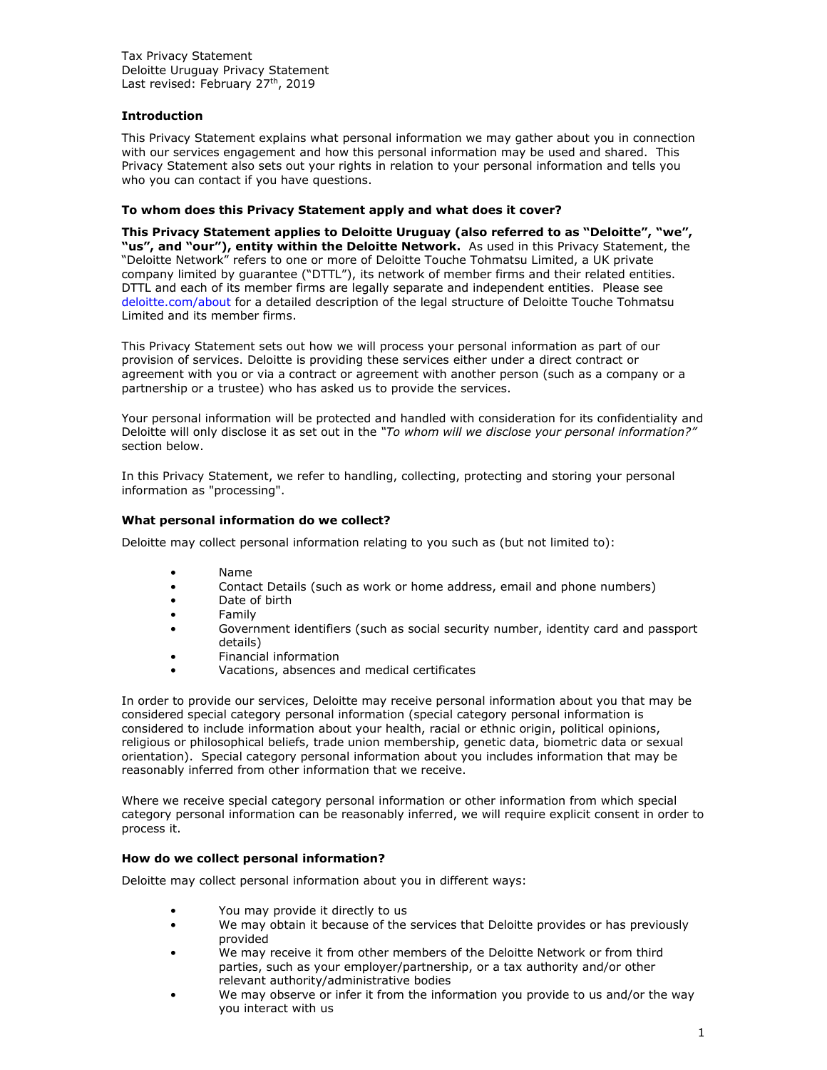Tax Privacy Statement
Deloitte Uruguay Privacy Statement
Last revised: February 27th, 2019

### Introduction

This Privacy Statement explains what personal information we may gather about you in connection with our services engagement and how this personal information may be used and shared. This Privacy Statement also sets out your rights in relation to your personal information and tells you who you can contact if you have questions.

### To whom does this Privacy Statement apply and what does it cover?

**This Privacy Statement applies to Deloitte Uruguay (also referred to as "Deloitte", "we", "us", and "our"), entity within the Deloitte Network.** As used in this Privacy Statement, the "Deloitte Network" refers to one or more of Deloitte Touche Tohmatsu Limited, a UK private company limited by guarantee ("DTTL"), its network of member firms and their related entities. DTTL and each of its member firms are legally separate and independent entities. Please see deloitte.com/about for a detailed description of the legal structure of Deloitte Touche Tohmatsu Limited and its member firms.

This Privacy Statement sets out how we will process your personal information as part of our provision of services. Deloitte is providing these services either under a direct contract or agreement with you or via a contract or agreement with another person (such as a company or a partnership or a trustee) who has asked us to provide the services.

Your personal information will be protected and handled with consideration for its confidentiality and Deloitte will only disclose it as set out in the *"To whom will we disclose your personal information?"* section below.

In this Privacy Statement, we refer to handling, collecting, protecting and storing your personal information as "processing".

### What personal information do we collect?

Deloitte may collect personal information relating to you such as (but not limited to):

- Name
- Contact Details (such as work or home address, email and phone numbers)
- Date of birth
- Family
- Government identifiers (such as social security number, identity card and passport details)
- Financial information
- Vacations, absences and medical certificates

In order to provide our services, Deloitte may receive personal information about you that may be considered special category personal information (special category personal information is considered to include information about your health, racial or ethnic origin, political opinions, religious or philosophical beliefs, trade union membership, genetic data, biometric data or sexual orientation). Special category personal information about you includes information that may be reasonably inferred from other information that we receive.

Where we receive special category personal information or other information from which special category personal information can be reasonably inferred, we will require explicit consent in order to process it.

### How do we collect personal information?

Deloitte may collect personal information about you in different ways:

- You may provide it directly to us
- We may obtain it because of the services that Deloitte provides or has previously provided
- We may receive it from other members of the Deloitte Network or from third parties, such as your employer/partnership, or a tax authority and/or other relevant authority/administrative bodies
- We may observe or infer it from the information you provide to us and/or the way you interact with us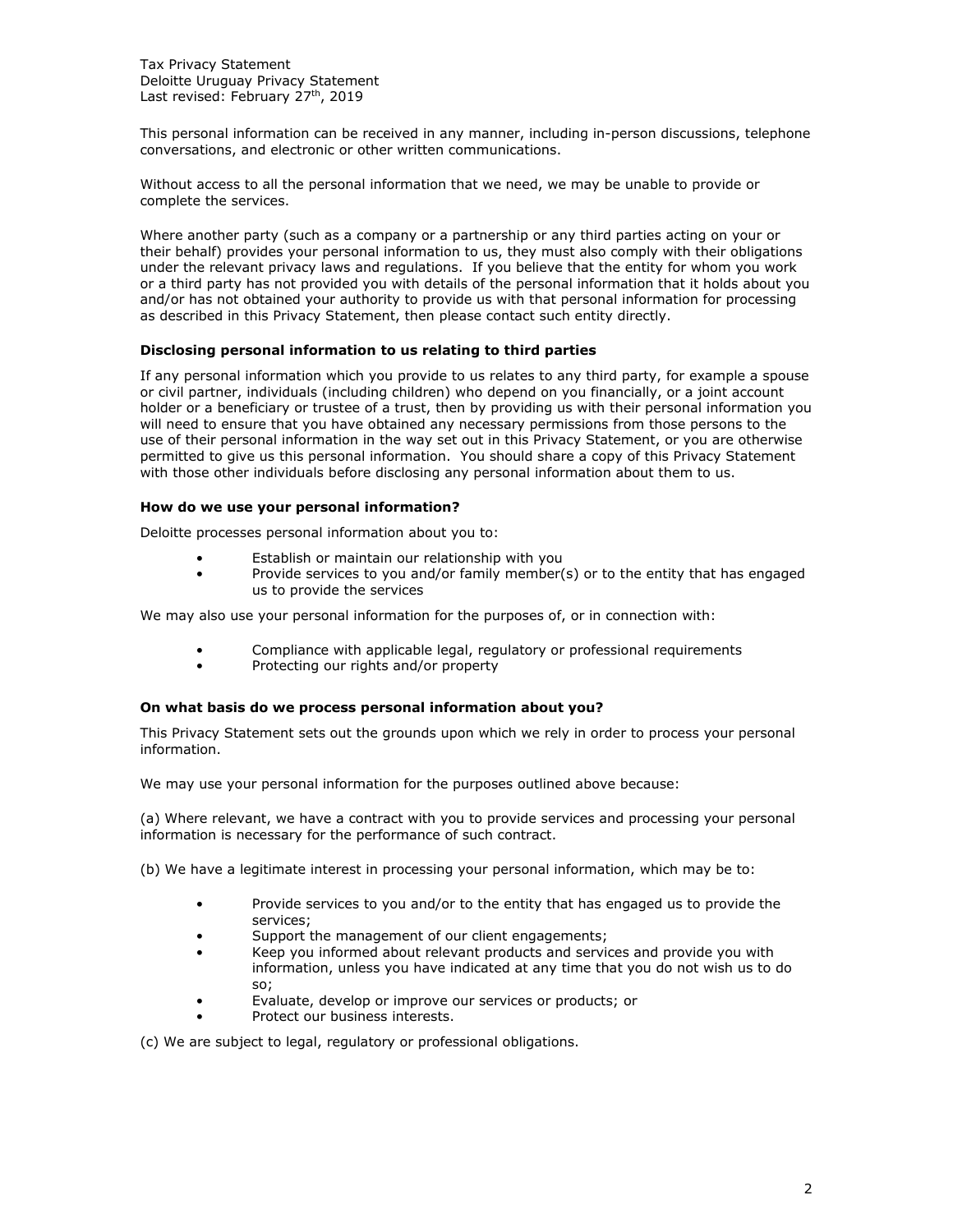This personal information can be received in any manner, including in-person discussions, telephone conversations, and electronic or other written communications.

Without access to all the personal information that we need, we may be unable to provide or complete the services.

Where another party (such as a company or a partnership or any third parties acting on your or their behalf) provides your personal information to us, they must also comply with their obligations under the relevant privacy laws and regulations. If you believe that the entity for whom you work or a third party has not provided you with details of the personal information that it holds about you and/or has not obtained your authority to provide us with that personal information for processing as described in this Privacy Statement, then please contact such entity directly.

### Disclosing personal information to us relating to third parties

If any personal information which you provide to us relates to any third party, for example a spouse or civil partner, individuals (including children) who depend on you financially, or a joint account holder or a beneficiary or trustee of a trust, then by providing us with their personal information you will need to ensure that you have obtained any necessary permissions from those persons to the use of their personal information in the way set out in this Privacy Statement, or you are otherwise permitted to give us this personal information. You should share a copy of this Privacy Statement with those other individuals before disclosing any personal information about them to us.

### How do we use your personal information?

Deloitte processes personal information about you to:

- Establish or maintain our relationship with you
- Provide services to you and/or family member(s) or to the entity that has engaged us to provide the services

We may also use your personal information for the purposes of, or in connection with:

- Compliance with applicable legal, regulatory or professional requirements
- Protecting our rights and/or property

### On what basis do we process personal information about you?

This Privacy Statement sets out the grounds upon which we rely in order to process your personal information.

We may use your personal information for the purposes outlined above because:

(a) Where relevant, we have a contract with you to provide services and processing your personal information is necessary for the performance of such contract.

(b) We have a legitimate interest in processing your personal information, which may be to:

- Provide services to you and/or to the entity that has engaged us to provide the services;
- Support the management of our client engagements;
- Keep you informed about relevant products and services and provide you with information, unless you have indicated at any time that you do not wish us to do so;
- Evaluate, develop or improve our services or products; or
- Protect our business interests.

(c) We are subject to legal, regulatory or professional obligations.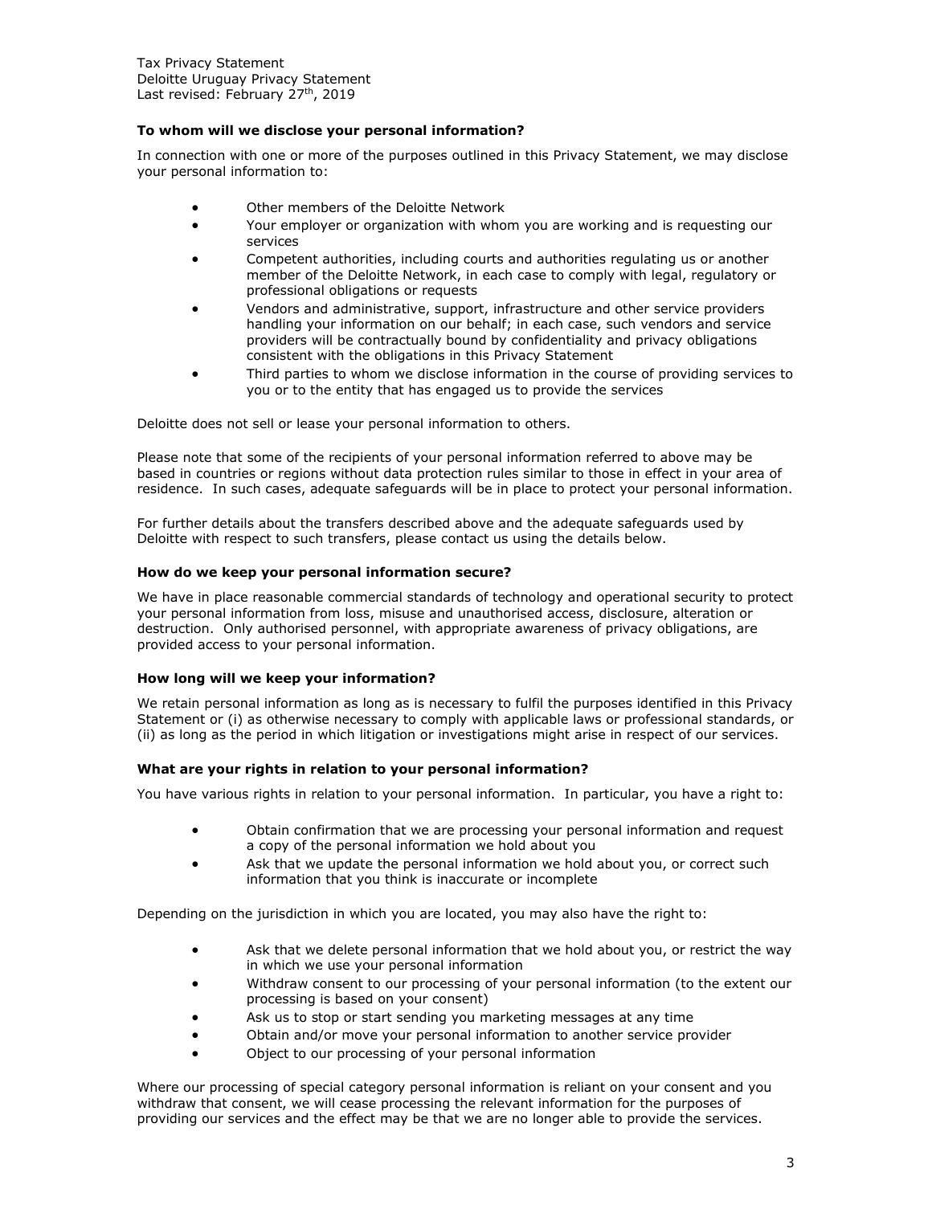### To whom will we disclose your personal information?

In connection with one or more of the purposes outlined in this Privacy Statement, we may disclose your personal information to:

- Other members of the Deloitte Network
- Your employer or organization with whom you are working and is requesting our services
- Competent authorities, including courts and authorities regulating us or another member of the Deloitte Network, in each case to comply with legal, regulatory or professional obligations or requests
- Vendors and administrative, support, infrastructure and other service providers handling your information on our behalf; in each case, such vendors and service providers will be contractually bound by confidentiality and privacy obligations consistent with the obligations in this Privacy Statement
- Third parties to whom we disclose information in the course of providing services to you or to the entity that has engaged us to provide the services

Deloitte does not sell or lease your personal information to others.

Please note that some of the recipients of your personal information referred to above may be based in countries or regions without data protection rules similar to those in effect in your area of residence. In such cases, adequate safeguards will be in place to protect your personal information.

For further details about the transfers described above and the adequate safeguards used by Deloitte with respect to such transfers, please contact us using the details below.

### How do we keep your personal information secure?

We have in place reasonable commercial standards of technology and operational security to protect your personal information from loss, misuse and unauthorised access, disclosure, alteration or destruction. Only authorised personnel, with appropriate awareness of privacy obligations, are provided access to your personal information.

### How long will we keep your information?

We retain personal information as long as is necessary to fulfil the purposes identified in this Privacy Statement or (i) as otherwise necessary to comply with applicable laws or professional standards, or (ii) as long as the period in which litigation or investigations might arise in respect of our services.

### What are your rights in relation to your personal information?

You have various rights in relation to your personal information. In particular, you have a right to:

- Obtain confirmation that we are processing your personal information and request a copy of the personal information we hold about you
- Ask that we update the personal information we hold about you, or correct such information that you think is inaccurate or incomplete

Depending on the jurisdiction in which you are located, you may also have the right to:

- Ask that we delete personal information that we hold about you, or restrict the way in which we use your personal information
- Withdraw consent to our processing of your personal information (to the extent our processing is based on your consent)
- Ask us to stop or start sending you marketing messages at any time
- Obtain and/or move your personal information to another service provider
- Object to our processing of your personal information

Where our processing of special category personal information is reliant on your consent and you withdraw that consent, we will cease processing the relevant information for the purposes of providing our services and the effect may be that we are no longer able to provide the services.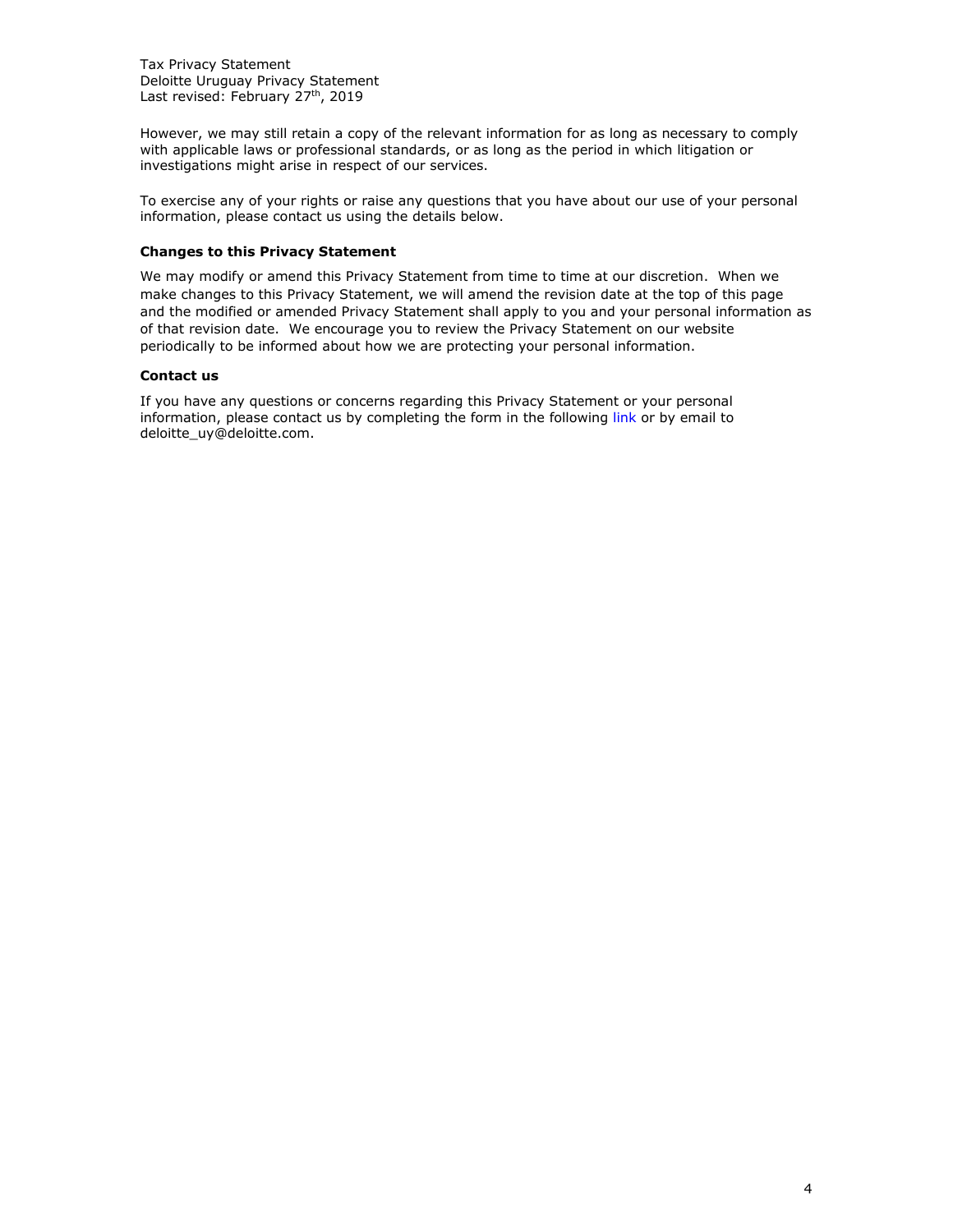However, we may still retain a copy of the relevant information for as long as necessary to comply with applicable laws or professional standards, or as long as the period in which litigation or investigations might arise in respect of our services.

To exercise any of your rights or raise any questions that you have about our use of your personal information, please contact us using the details below.

**Changes to this Privacy Statement**

We may modify or amend this Privacy Statement from time to time at our discretion. When we make changes to this Privacy Statement, we will amend the revision date at the top of this page and the modified or amended Privacy Statement shall apply to you and your personal information as of that revision date. We encourage you to review the Privacy Statement on our website periodically to be informed about how we are protecting your personal information.

**Contact us**

If you have any questions or concerns regarding this Privacy Statement or your personal information, please contact us by completing the form in the following link or by email to deloitte_uy@deloitte.com.